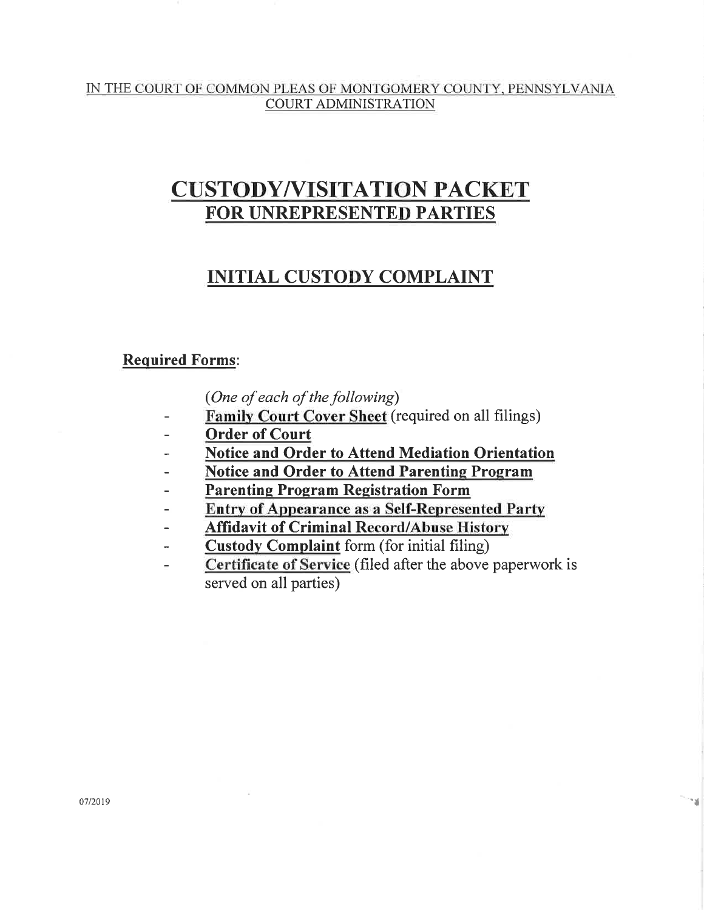IN THE COURT OF COMMON PLEAS OF MONTGOMERY COUNTY, PENNSYLVANIA
COURT ADMINISTRATION

# CUSTODY/VISITATION PACKET
## FOR UNREPRESENTED PARTIES

## INITIAL CUSTODY COMPLAINT

**Required Forms**:

*(One of each of the following)*

- **Family Court Cover Sheet** (required on all filings)
- **Order of Court**
- **Notice and Order to Attend Mediation Orientation**
- **Notice and Order to Attend Parenting Program**
- **Parenting Program Registration Form**
- **Entry of Appearance as a Self-Represented Party**
- **Affidavit of Criminal Record/Abuse History**
- **Custody Complaint** form (for initial filing)
- **Certificate of Service** (filed after the above paperwork is served on all parties)

07/2019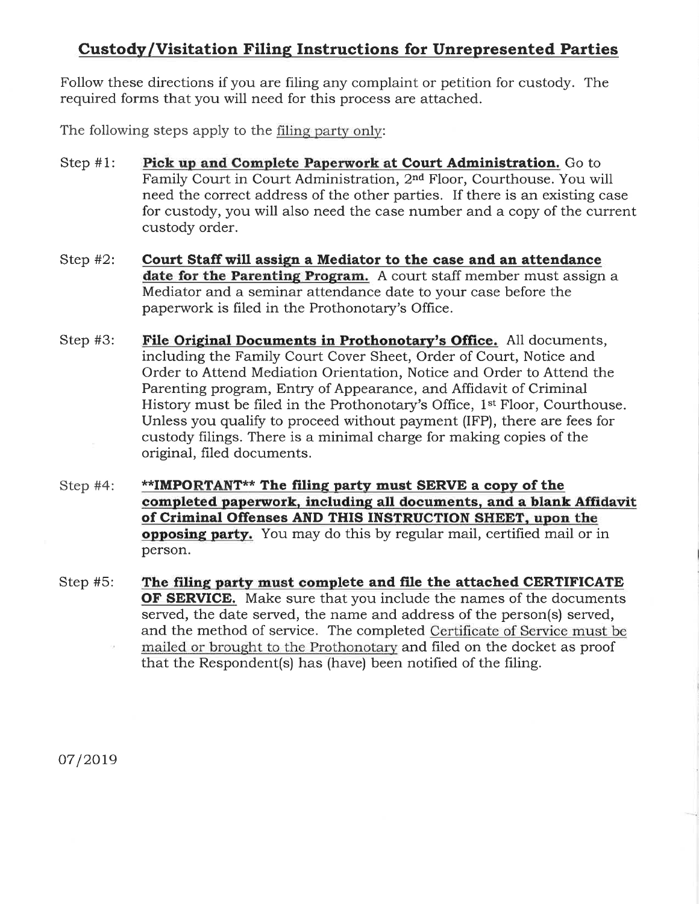# Custody/Visitation Filing Instructions for Unrepresented Parties

Follow these directions if you are filing any complaint or petition for custody. The required forms that you will need for this process are attached.

The following steps apply to the filing party only:

Step #1: **Pick up and Complete Paperwork at Court Administration.** Go to Family Court in Court Administration, 2nd Floor, Courthouse. You will need the correct address of the other parties. If there is an existing case for custody, you will also need the case number and a copy of the current custody order.

Step #2: **Court Staff will assign a Mediator to the case and an attendance date for the Parenting Program.** A court staff member must assign a Mediator and a seminar attendance date to your case before the paperwork is filed in the Prothonotary's Office.

Step #3: **File Original Documents in Prothonotary's Office.** All documents, including the Family Court Cover Sheet, Order of Court, Notice and Order to Attend Mediation Orientation, Notice and Order to Attend the Parenting program, Entry of Appearance, and Affidavit of Criminal History must be filed in the Prothonotary's Office, 1st Floor, Courthouse. Unless you qualify to proceed without payment (IFP), there are fees for custody filings. There is a minimal charge for making copies of the original, filed documents.

Step #4: **\*\*IMPORTANT\*\* The filing party must SERVE a copy of the completed paperwork, including all documents, and a blank Affidavit of Criminal Offenses AND THIS INSTRUCTION SHEET, upon the opposing party.** You may do this by regular mail, certified mail or in person.

Step #5: **The filing party must complete and file the attached CERTIFICATE OF SERVICE.** Make sure that you include the names of the documents served, the date served, the name and address of the person(s) served, and the method of service. The completed Certificate of Service must be mailed or brought to the Prothonotary and filed on the docket as proof that the Respondent(s) has (have) been notified of the filing.

07/2019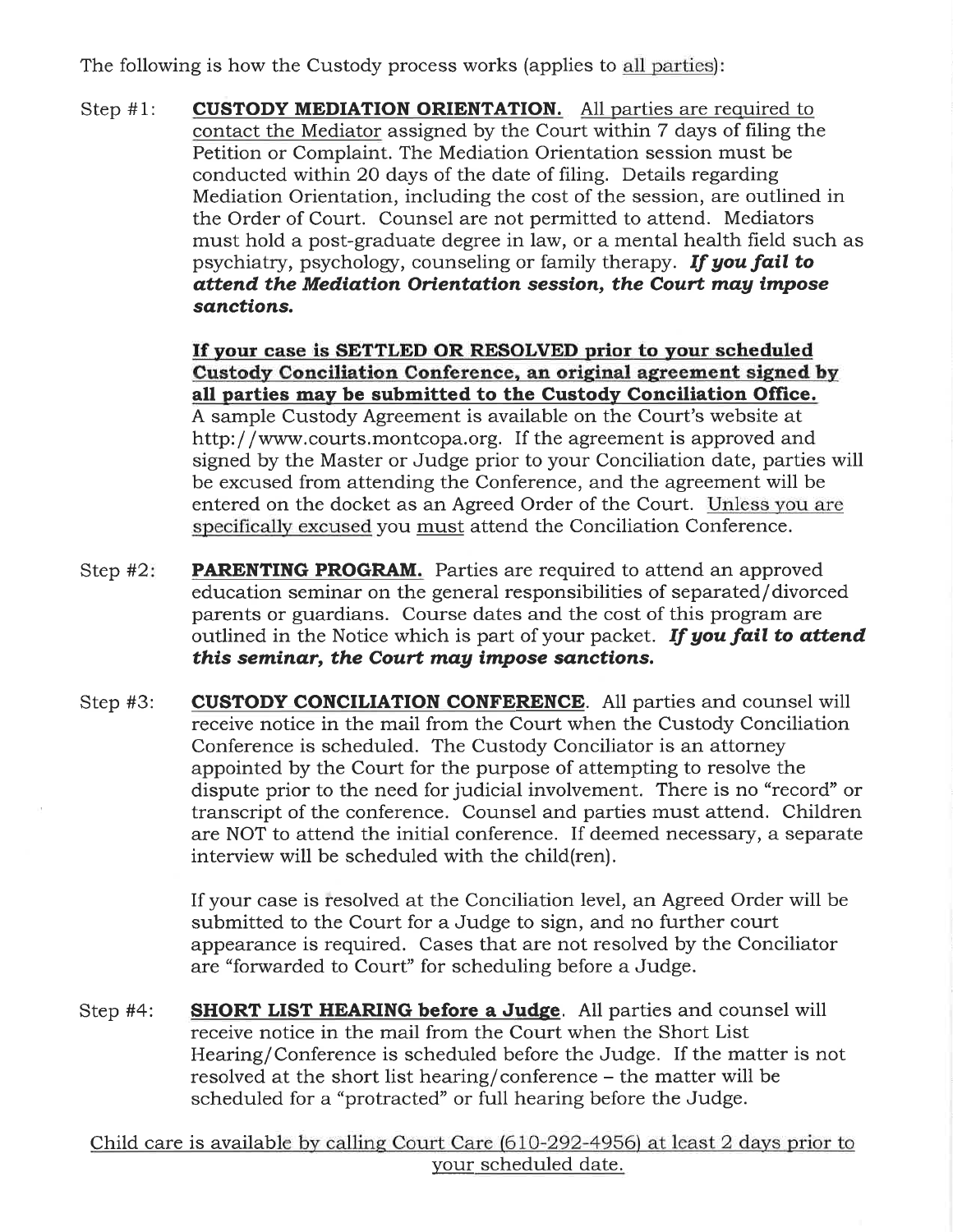The following is how the Custody process works (applies to all parties):

Step #1: **CUSTODY MEDIATION ORIENTATION.** All parties are required to contact the Mediator assigned by the Court within 7 days of filing the Petition or Complaint. The Mediation Orientation session must be conducted within 20 days of the date of filing. Details regarding Mediation Orientation, including the cost of the session, are outlined in the Order of Court. Counsel are not permitted to attend. Mediators must hold a post-graduate degree in law, or a mental health field such as psychiatry, psychology, counseling or family therapy. ***If you fail to attend the Mediation Orientation session, the Court may impose sanctions.***

**If your case is SETTLED OR RESOLVED prior to your scheduled Custody Conciliation Conference, an original agreement signed by all parties may be submitted to the Custody Conciliation Office.** A sample Custody Agreement is available on the Court's website at http://www.courts.montcopa.org. If the agreement is approved and signed by the Master or Judge prior to your Conciliation date, parties will be excused from attending the Conference, and the agreement will be entered on the docket as an Agreed Order of the Court. Unless you are specifically excused you must attend the Conciliation Conference.

Step #2: **PARENTING PROGRAM.** Parties are required to attend an approved education seminar on the general responsibilities of separated/divorced parents or guardians. Course dates and the cost of this program are outlined in the Notice which is part of your packet. ***If you fail to attend this seminar, the Court may impose sanctions.***

Step #3: **CUSTODY CONCILIATION CONFERENCE**. All parties and counsel will receive notice in the mail from the Court when the Custody Conciliation Conference is scheduled. The Custody Conciliator is an attorney appointed by the Court for the purpose of attempting to resolve the dispute prior to the need for judicial involvement. There is no "record" or transcript of the conference. Counsel and parties must attend. Children are NOT to attend the initial conference. If deemed necessary, a separate interview will be scheduled with the child(ren).

If your case is resolved at the Conciliation level, an Agreed Order will be submitted to the Court for a Judge to sign, and no further court appearance is required. Cases that are not resolved by the Conciliator are "forwarded to Court" for scheduling before a Judge.

Step #4: **SHORT LIST HEARING before a Judge**. All parties and counsel will receive notice in the mail from the Court when the Short List Hearing/Conference is scheduled before the Judge. If the matter is not resolved at the short list hearing/conference – the matter will be scheduled for a "protracted" or full hearing before the Judge.

Child care is available by calling Court Care (610-292-4956) at least 2 days prior to your scheduled date.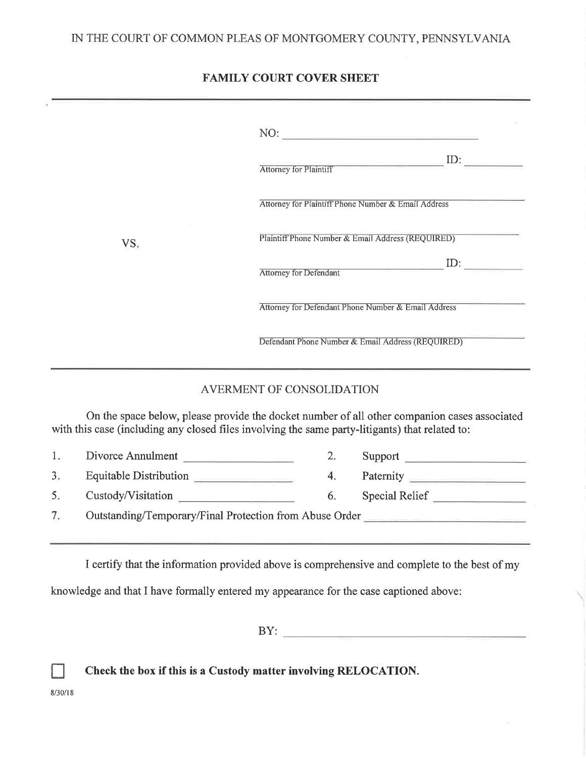IN THE COURT OF COMMON PLEAS OF MONTGOMERY COUNTY, PENNSYLVANIA

## FAMILY COURT COVER SHEET

NO: ______________________________

______________________________ ID: __________
Attorney for Plaintiff

______________________________
Attorney for Plaintiff Phone Number & Email Address

VS.

______________________________
Plaintiff Phone Number & Email Address (REQUIRED)

______________________________ ID: __________
Attorney for Defendant

______________________________
Attorney for Defendant Phone Number & Email Address

______________________________
Defendant Phone Number & Email Address (REQUIRED)

### AVERMENT OF CONSOLIDATION

On the space below, please provide the docket number of all other companion cases associated with this case (including any closed files involving the same party-litigants) that related to:

1. Divorce Annulment ______________  2. Support ______________
3. Equitable Distribution ______________  4. Paternity ______________
5. Custody/Visitation ______________  6. Special Relief ______________
7. Outstanding/Temporary/Final Protection from Abuse Order ______________

I certify that the information provided above is comprehensive and complete to the best of my knowledge and that I have formally entered my appearance for the case captioned above:

BY: ______________________________

☐ **Check the box if this is a Custody matter involving RELOCATION.**

8/30/18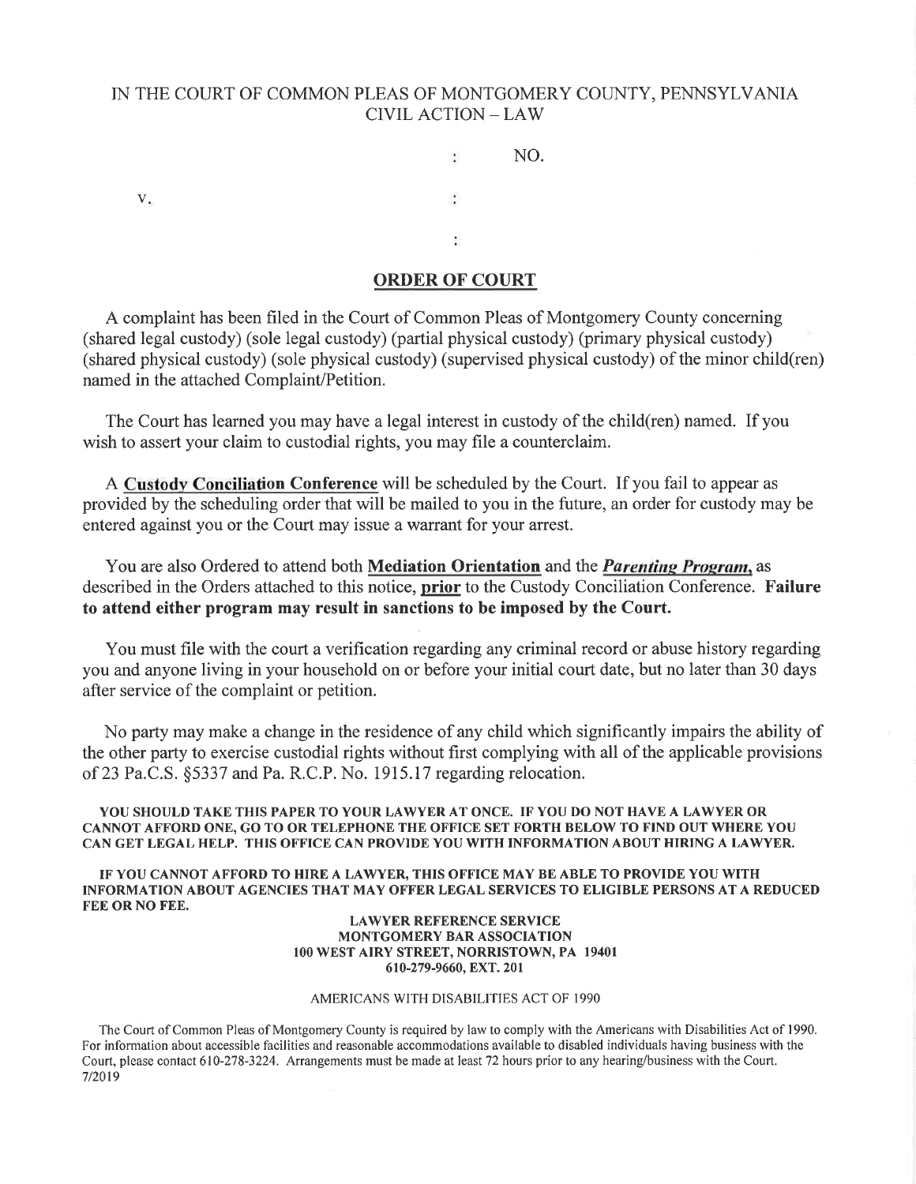IN THE COURT OF COMMON PLEAS OF MONTGOMERY COUNTY, PENNSYLVANIA
CIVIL ACTION – LAW

: NO.

v. :

:

## ORDER OF COURT

A complaint has been filed in the Court of Common Pleas of Montgomery County concerning (shared legal custody) (sole legal custody) (partial physical custody) (primary physical custody) (shared physical custody) (sole physical custody) (supervised physical custody) of the minor child(ren) named in the attached Complaint/Petition.

The Court has learned you may have a legal interest in custody of the child(ren) named. If you wish to assert your claim to custodial rights, you may file a counterclaim.

A **Custody Conciliation Conference** will be scheduled by the Court. If you fail to appear as provided by the scheduling order that will be mailed to you in the future, an order for custody may be entered against you or the Court may issue a warrant for your arrest.

You are also Ordered to attend both **Mediation Orientation** and the ***Parenting Program***, as described in the Orders attached to this notice, **prior** to the Custody Conciliation Conference. **Failure to attend either program may result in sanctions to be imposed by the Court.**

You must file with the court a verification regarding any criminal record or abuse history regarding you and anyone living in your household on or before your initial court date, but no later than 30 days after service of the complaint or petition.

No party may make a change in the residence of any child which significantly impairs the ability of the other party to exercise custodial rights without first complying with all of the applicable provisions of 23 Pa.C.S. §5337 and Pa. R.C.P. No. 1915.17 regarding relocation.

**YOU SHOULD TAKE THIS PAPER TO YOUR LAWYER AT ONCE. IF YOU DO NOT HAVE A LAWYER OR CANNOT AFFORD ONE, GO TO OR TELEPHONE THE OFFICE SET FORTH BELOW TO FIND OUT WHERE YOU CAN GET LEGAL HELP. THIS OFFICE CAN PROVIDE YOU WITH INFORMATION ABOUT HIRING A LAWYER.**

**IF YOU CANNOT AFFORD TO HIRE A LAWYER, THIS OFFICE MAY BE ABLE TO PROVIDE YOU WITH INFORMATION ABOUT AGENCIES THAT MAY OFFER LEGAL SERVICES TO ELIGIBLE PERSONS AT A REDUCED FEE OR NO FEE.**

**LAWYER REFERENCE SERVICE**
**MONTGOMERY BAR ASSOCIATION**
**100 WEST AIRY STREET, NORRISTOWN, PA 19401**
**610-279-9660, EXT. 201**

AMERICANS WITH DISABILITIES ACT OF 1990

The Court of Common Pleas of Montgomery County is required by law to comply with the Americans with Disabilities Act of 1990. For information about accessible facilities and reasonable accommodations available to disabled individuals having business with the Court, please contact 610-278-3224. Arrangements must be made at least 72 hours prior to any hearing/business with the Court.
7/2019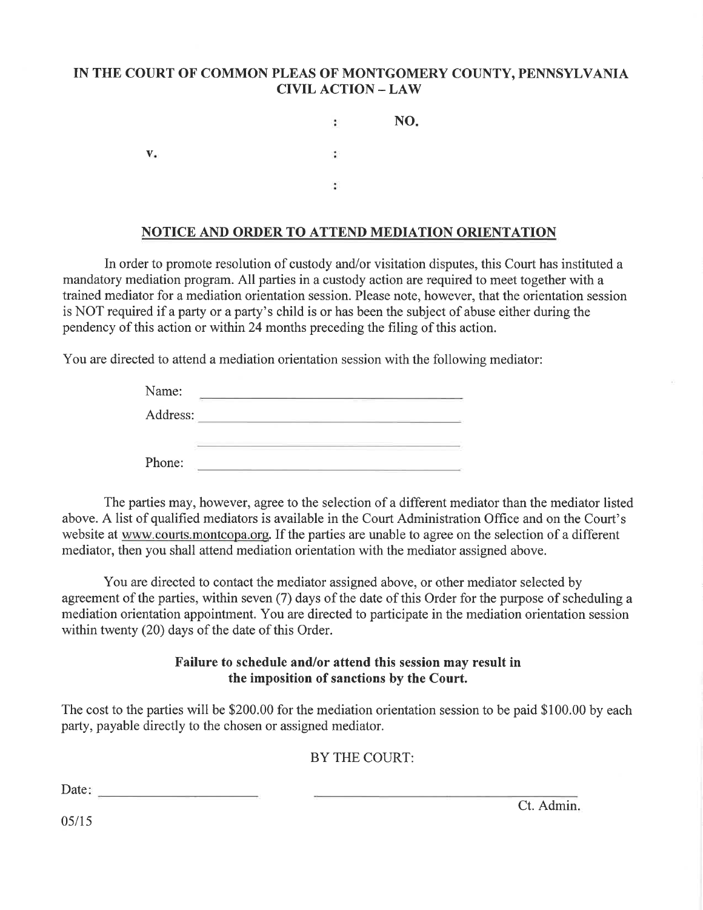**IN THE COURT OF COMMON PLEAS OF MONTGOMERY COUNTY, PENNSYLVANIA**
**CIVIL ACTION – LAW**

: **NO.**

**v.** :

:

## NOTICE AND ORDER TO ATTEND MEDIATION ORIENTATION

In order to promote resolution of custody and/or visitation disputes, this Court has instituted a mandatory mediation program. All parties in a custody action are required to meet together with a trained mediator for a mediation orientation session. Please note, however, that the orientation session is NOT required if a party or a party's child is or has been the subject of abuse either during the pendency of this action or within 24 months preceding the filing of this action.

You are directed to attend a mediation orientation session with the following mediator:

Name: ______________________________

Address: ______________________________

______________________________

Phone: ______________________________

The parties may, however, agree to the selection of a different mediator than the mediator listed above. A list of qualified mediators is available in the Court Administration Office and on the Court's website at www.courts.montcopa.org. If the parties are unable to agree on the selection of a different mediator, then you shall attend mediation orientation with the mediator assigned above.

You are directed to contact the mediator assigned above, or other mediator selected by agreement of the parties, within seven (7) days of the date of this Order for the purpose of scheduling a mediation orientation appointment. You are directed to participate in the mediation orientation session within twenty (20) days of the date of this Order.

**Failure to schedule and/or attend this session may result in the imposition of sanctions by the Court.**

The cost to the parties will be $200.00 for the mediation orientation session to be paid $100.00 by each party, payable directly to the chosen or assigned mediator.

BY THE COURT:

Date: ______________________ ______________________________

Ct. Admin.

05/15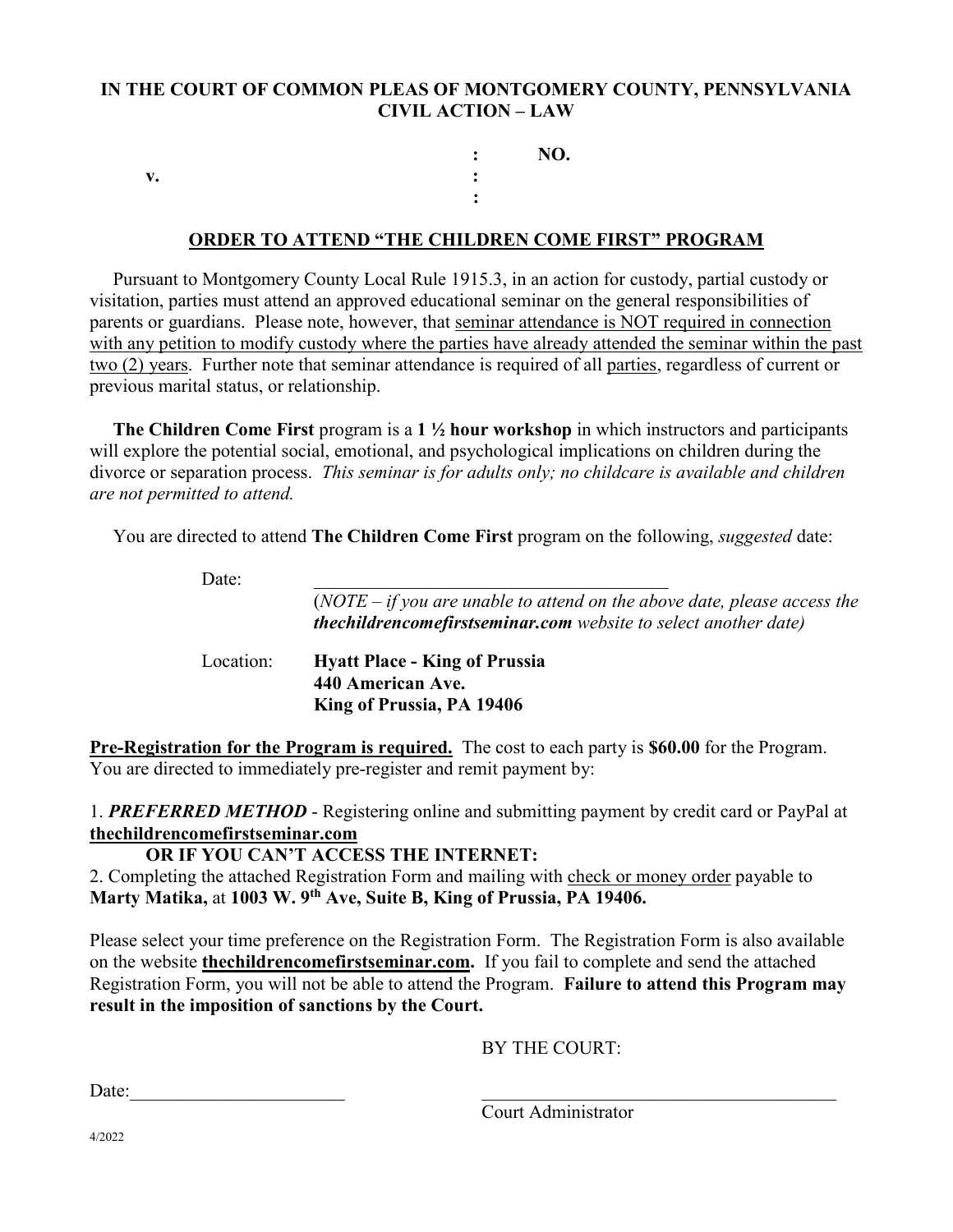**IN THE COURT OF COMMON PLEAS OF MONTGOMERY COUNTY, PENNSYLVANIA**
**CIVIL ACTION – LAW**

| | | |
|---|---|---|
| | : | **NO.** |
| **v.** | : | |
| | : | |

## ORDER TO ATTEND "THE CHILDREN COME FIRST" PROGRAM

Pursuant to Montgomery County Local Rule 1915.3, in an action for custody, partial custody or visitation, parties must attend an approved educational seminar on the general responsibilities of parents or guardians. Please note, however, that seminar attendance is NOT required in connection with any petition to modify custody where the parties have already attended the seminar within the past two (2) years. Further note that seminar attendance is required of all parties, regardless of current or previous marital status, or relationship.

**The Children Come First** program is a **1 ½ hour workshop** in which instructors and participants will explore the potential social, emotional, and psychological implications on children during the divorce or separation process. *This seminar is for adults only; no childcare is available and children are not permitted to attend.*

You are directed to attend **The Children Come First** program on the following, *suggested* date:

Date: \_\_\_\_\_\_\_\_\_\_\_\_\_\_\_\_\_\_\_\_\_\_\_\_\_\_\_\_\_\_\_\_\_\_\_\_\_\_
(*NOTE – if you are unable to attend on the above date, please access the **thechildrencomefirstseminar.com** website to select another date)*

Location: **Hyatt Place - King of Prussia**
**440 American Ave.**
**King of Prussia, PA 19406**

**Pre-Registration for the Program is required.** The cost to each party is **$60.00** for the Program. You are directed to immediately pre-register and remit payment by:

1. ***PREFERRED METHOD*** - Registering online and submitting payment by credit card or PayPal at **thechildrencomefirstseminar.com**

**OR IF YOU CAN'T ACCESS THE INTERNET:**

2. Completing the attached Registration Form and mailing with check or money order payable to **Marty Matika,** at **1003 W. 9th Ave, Suite B, King of Prussia, PA 19406.**

Please select your time preference on the Registration Form. The Registration Form is also available on the website **thechildrencomefirstseminar.com.** If you fail to complete and send the attached Registration Form, you will not be able to attend the Program. **Failure to attend this Program may result in the imposition of sanctions by the Court.**

BY THE COURT:

Date:\_\_\_\_\_\_\_\_\_\_\_\_\_\_\_\_\_\_\_\_\_\_\_ \_\_\_\_\_\_\_\_\_\_\_\_\_\_\_\_\_\_\_\_\_\_\_\_\_\_\_\_\_\_\_\_\_\_\_\_\_\_\_\_
Court Administrator

4/2022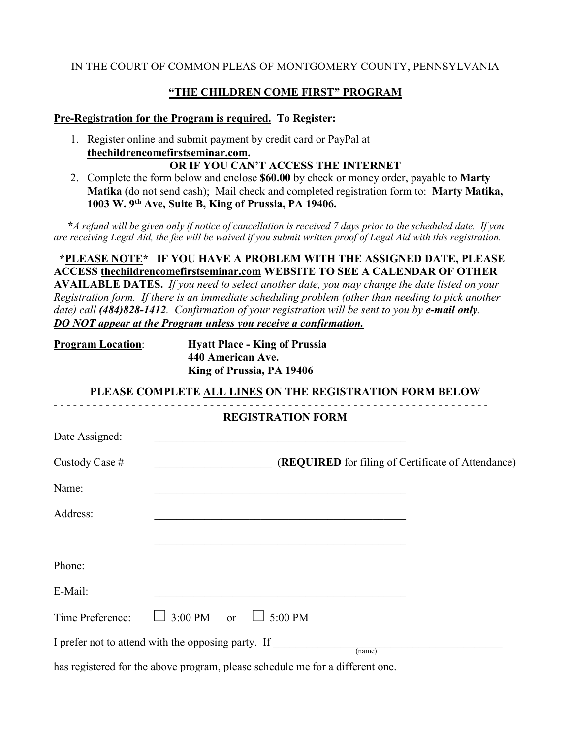IN THE COURT OF COMMON PLEAS OF MONTGOMERY COUNTY, PENNSYLVANIA

## **"THE CHILDREN COME FIRST" PROGRAM**

**Pre-Registration for the Program is required. To Register:**

1. Register online and submit payment by credit card or PayPal at **thechildrencomefirstseminar.com.**

   **OR IF YOU CAN'T ACCESS THE INTERNET**

2. Complete the form below and enclose **$60.00** by check or money order, payable to **Marty Matika** (do not send cash); Mail check and completed registration form to: **Marty Matika, 1003 W. 9th Ave, Suite B, King of Prussia, PA 19406.**

**\***_A refund will be given only if notice of cancellation is received 7 days prior to the scheduled date. If you are receiving Legal Aid, the fee will be waived if you submit written proof of Legal Aid with this registration._

**\*PLEASE NOTE\* IF YOU HAVE A PROBLEM WITH THE ASSIGNED DATE, PLEASE ACCESS thechildrencomefirstseminar.com WEBSITE TO SEE A CALENDAR OF OTHER AVAILABLE DATES.** _If you need to select another date, you may change the date listed on your Registration form. If there is an immediate scheduling problem (other than needing to pick another date) call **(484)828-1412**. Confirmation of your registration will be sent to you by **e-mail only**._ **_DO NOT appear at the Program unless you receive a confirmation._**

**Program Location**: **Hyatt Place - King of Prussia**
**440 American Ave.**
**King of Prussia, PA 19406**

**PLEASE COMPLETE ALL LINES ON THE REGISTRATION FORM BELOW**

- - - - - - - - - - - - - - - - - - - - - - - - - - - - - - - - - - - - - - - - - - - - - - - - - - - - - - - - - - - - - - - - -

**REGISTRATION FORM**

Date Assigned: ____________________________________________

Custody Case # ____________________ (**REQUIRED** for filing of Certificate of Attendance)

Name: ____________________________________________

Address: ____________________________________________

____________________________________________

Phone: ____________________________________________

E-Mail: ____________________________________________

Time Preference: ☐ 3:00 PM or ☐ 5:00 PM

I prefer not to attend with the opposing party. If ________________________________________ (name)

has registered for the above program, please schedule me for a different one.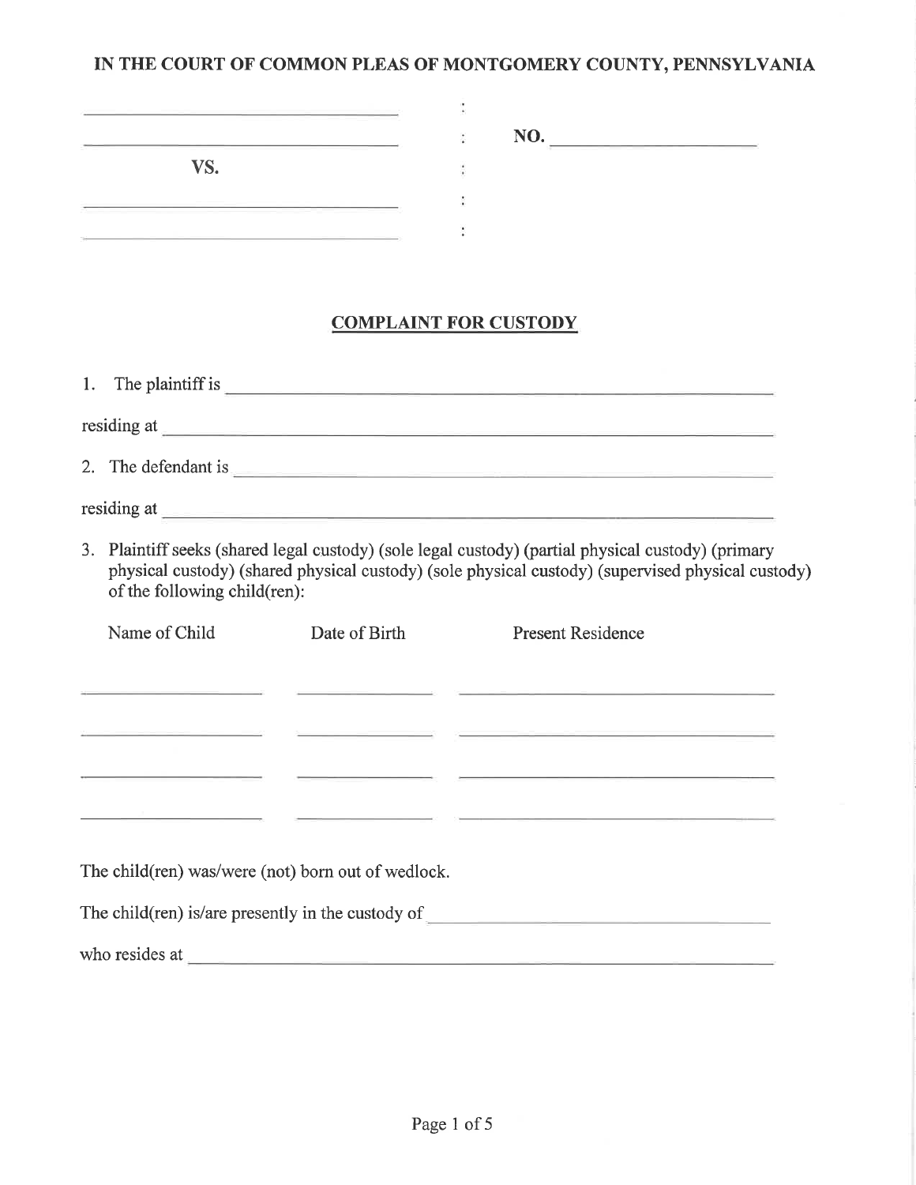**IN THE COURT OF COMMON PLEAS OF MONTGOMERY COUNTY, PENNSYLVANIA**

| | | |
|---|---|---|
| ______________________________ | : | |
| ______________________________ | : | **NO.** ____________________ |
| **VS.** | : | |
| ______________________________ | : | |
| ______________________________ | : | |

## COMPLAINT FOR CUSTODY

1. The plaintiff is ______________________________________________________

residing at ______________________________________________________________

2. The defendant is _____________________________________________________

residing at ______________________________________________________________

3. Plaintiff seeks (shared legal custody) (sole legal custody) (partial physical custody) (primary physical custody) (shared physical custody) (sole physical custody) (supervised physical custody) of the following child(ren):

| Name of Child | Date of Birth | Present Residence |
|---|---|---|
| | | |
| | | |
| | | |
| | | |

The child(ren) was/were (not) born out of wedlock.

The child(ren) is/are presently in the custody of ___________________________________

who resides at __________________________________________________________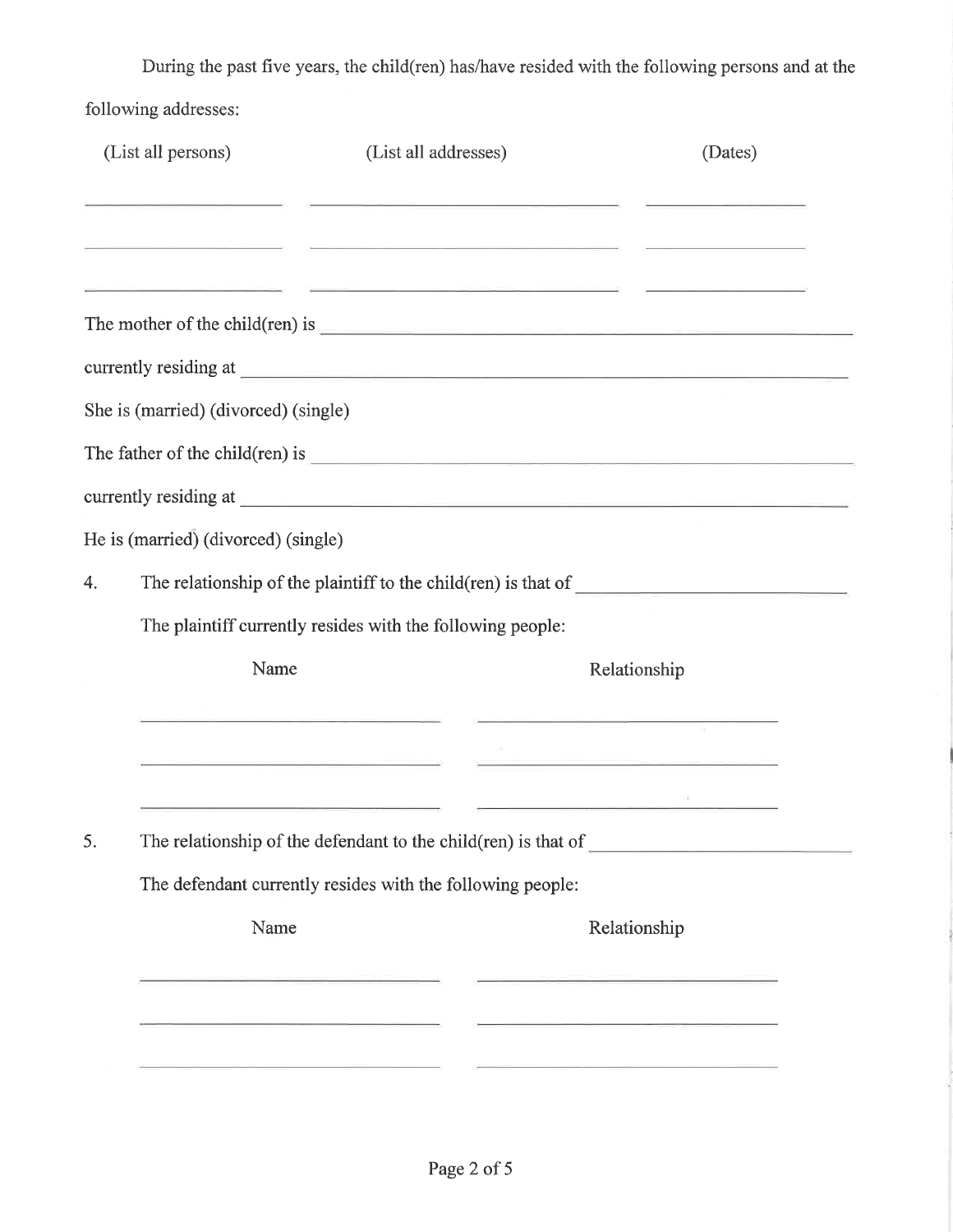During the past five years, the child(ren) has/have resided with the following persons and at the following addresses:

| (List all persons) | (List all addresses) | (Dates) |
| --- | --- | --- |
| ____________________ | ______________________________ | ________________ |
| ____________________ | ______________________________ | ________________ |
| ____________________ | ______________________________ | ________________ |

The mother of the child(ren) is ______________________________________________

currently residing at ______________________________________________

She is (married) (divorced) (single)

The father of the child(ren) is ______________________________________________

currently residing at ______________________________________________

He is (married) (divorced) (single)

4. The relationship of the plaintiff to the child(ren) is that of ________________________

   The plaintiff currently resides with the following people:

| Name | Relationship |
| --- | --- |
| ______________________________ | ______________________________ |
| ______________________________ | ______________________________ |
| ______________________________ | ______________________________ |

5. The relationship of the defendant to the child(ren) is that of ________________________

   The defendant currently resides with the following people:

| Name | Relationship |
| --- | --- |
| ______________________________ | ______________________________ |
| ______________________________ | ______________________________ |
| ______________________________ | ______________________________ |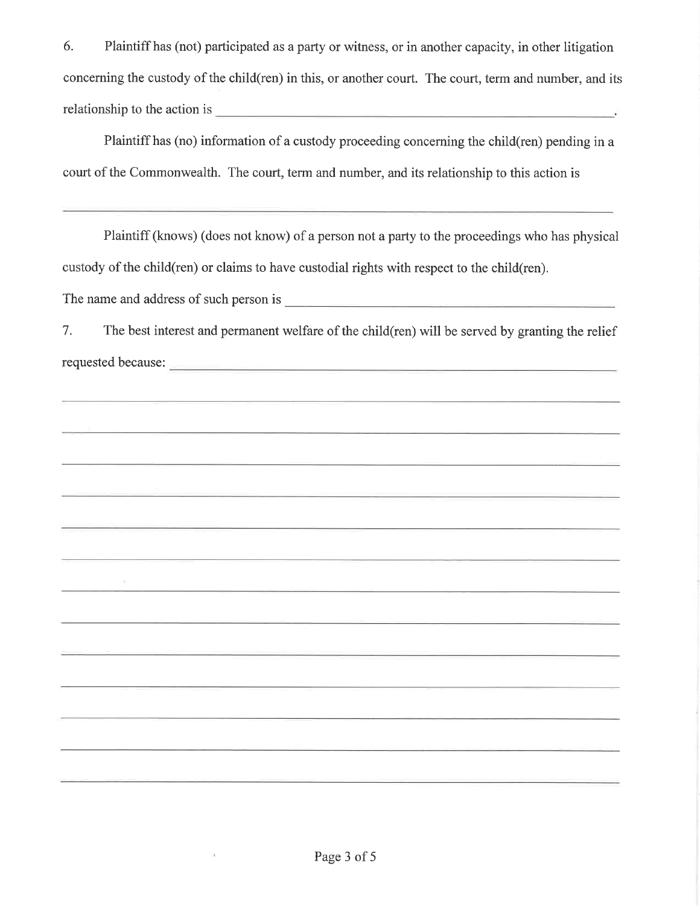6. Plaintiff has (not) participated as a party or witness, or in another capacity, in other litigation concerning the custody of the child(ren) in this, or another court. The court, term and number, and its relationship to the action is ______________________________________________.

Plaintiff has (no) information of a custody proceeding concerning the child(ren) pending in a court of the Commonwealth. The court, term and number, and its relationship to this action is

______________________________________________________________________________

Plaintiff (knows) (does not know) of a person not a party to the proceedings who has physical custody of the child(ren) or claims to have custodial rights with respect to the child(ren).

The name and address of such person is ______________________________________________

7. The best interest and permanent welfare of the child(ren) will be served by granting the relief requested because: ______________________________________________________________

______________________________________________________________________________

______________________________________________________________________________

______________________________________________________________________________

______________________________________________________________________________

______________________________________________________________________________

______________________________________________________________________________

______________________________________________________________________________

______________________________________________________________________________

______________________________________________________________________________

______________________________________________________________________________

______________________________________________________________________________

______________________________________________________________________________

______________________________________________________________________________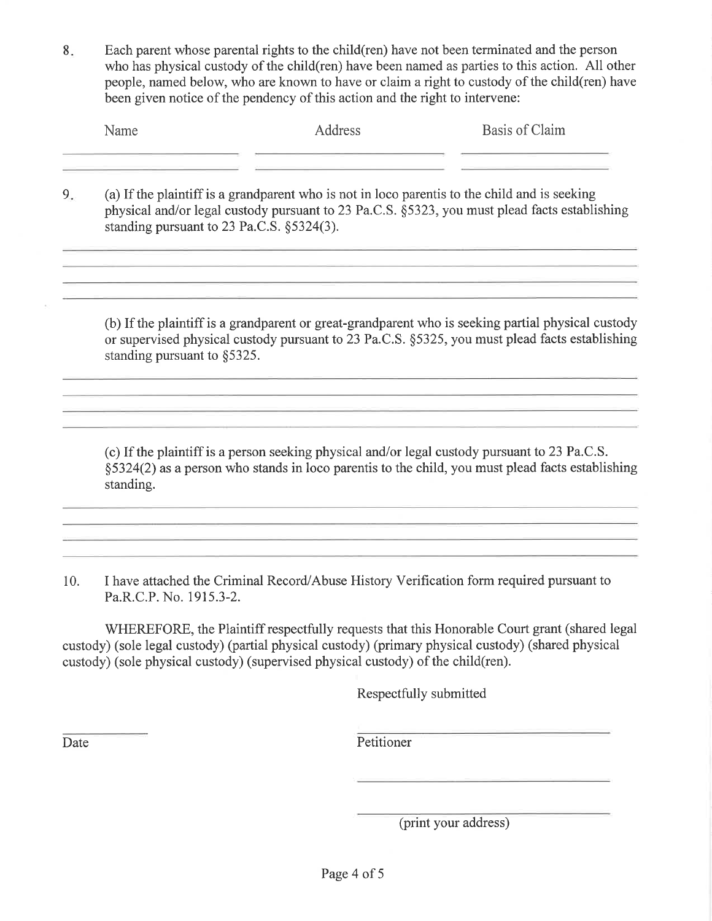8. Each parent whose parental rights to the child(ren) have not been terminated and the person who has physical custody of the child(ren) have been named as parties to this action. All other people, named below, who are known to have or claim a right to custody of the child(ren) have been given notice of the pendency of this action and the right to intervene:

| Name | Address | Basis of Claim |
| --- | --- | --- |
| | | |
| | | |

9. (a) If the plaintiff is a grandparent who is not in loco parentis to the child and is seeking physical and/or legal custody pursuant to 23 Pa.C.S. §5323, you must plead facts establishing standing pursuant to 23 Pa.C.S. §5324(3).

___________________________________________________________________________

___________________________________________________________________________

___________________________________________________________________________

___________________________________________________________________________

(b) If the plaintiff is a grandparent or great-grandparent who is seeking partial physical custody or supervised physical custody pursuant to 23 Pa.C.S. §5325, you must plead facts establishing standing pursuant to §5325.

___________________________________________________________________________

___________________________________________________________________________

___________________________________________________________________________

___________________________________________________________________________

(c) If the plaintiff is a person seeking physical and/or legal custody pursuant to 23 Pa.C.S. §5324(2) as a person who stands in loco parentis to the child, you must plead facts establishing standing.

___________________________________________________________________________

___________________________________________________________________________

___________________________________________________________________________

___________________________________________________________________________

10. I have attached the Criminal Record/Abuse History Verification form required pursuant to Pa.R.C.P. No. 1915.3-2.

WHEREFORE, the Plaintiff respectfully requests that this Honorable Court grant (shared legal custody) (sole legal custody) (partial physical custody) (primary physical custody) (shared physical custody) (sole physical custody) (supervised physical custody) of the child(ren).

Respectfully submitted

_______________ &nbsp;&nbsp;&nbsp;&nbsp;&nbsp;&nbsp;&nbsp;&nbsp;&nbsp;&nbsp;&nbsp;&nbsp;&nbsp;&nbsp;&nbsp;&nbsp;&nbsp;&nbsp;&nbsp;&nbsp; ______________________________

Date &nbsp;&nbsp;&nbsp;&nbsp;&nbsp;&nbsp;&nbsp;&nbsp;&nbsp;&nbsp;&nbsp;&nbsp;&nbsp;&nbsp;&nbsp;&nbsp;&nbsp;&nbsp;&nbsp;&nbsp;&nbsp;&nbsp;&nbsp;&nbsp;&nbsp;&nbsp;&nbsp;&nbsp;&nbsp;&nbsp;&nbsp;&nbsp;&nbsp;&nbsp; Petitioner

______________________________

______________________________

(print your address)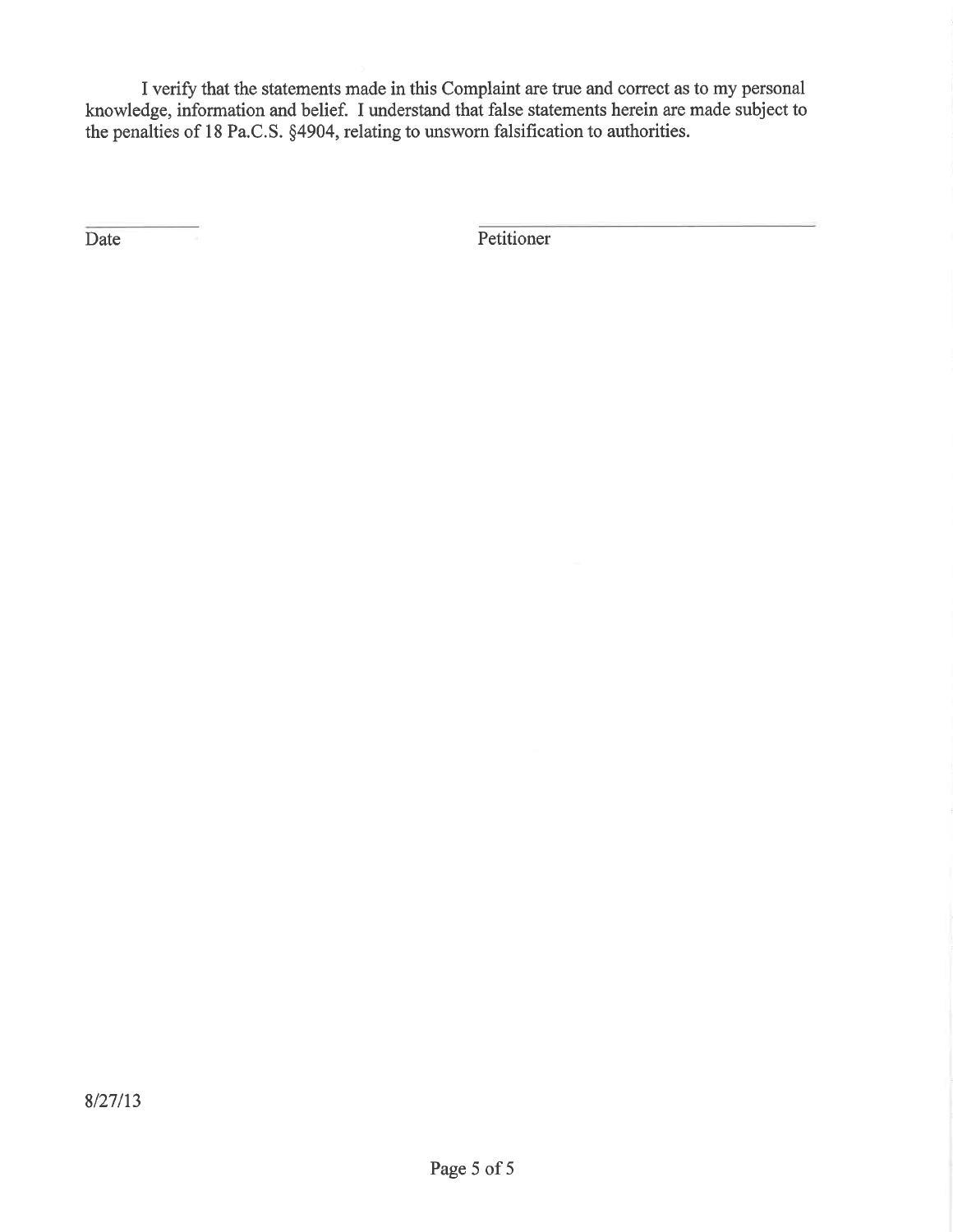I verify that the statements made in this Complaint are true and correct as to my personal knowledge, information and belief. I understand that false statements herein are made subject to the penalties of 18 Pa.C.S. §4904, relating to unsworn falsification to authorities.

\_\_\_\_\_\_\_\_\_\_\_\_ \_\_\_\_\_\_\_\_\_\_\_\_\_\_\_\_\_\_\_\_\_\_\_\_\_\_\_\_\_\_

Date Petitioner

8/27/13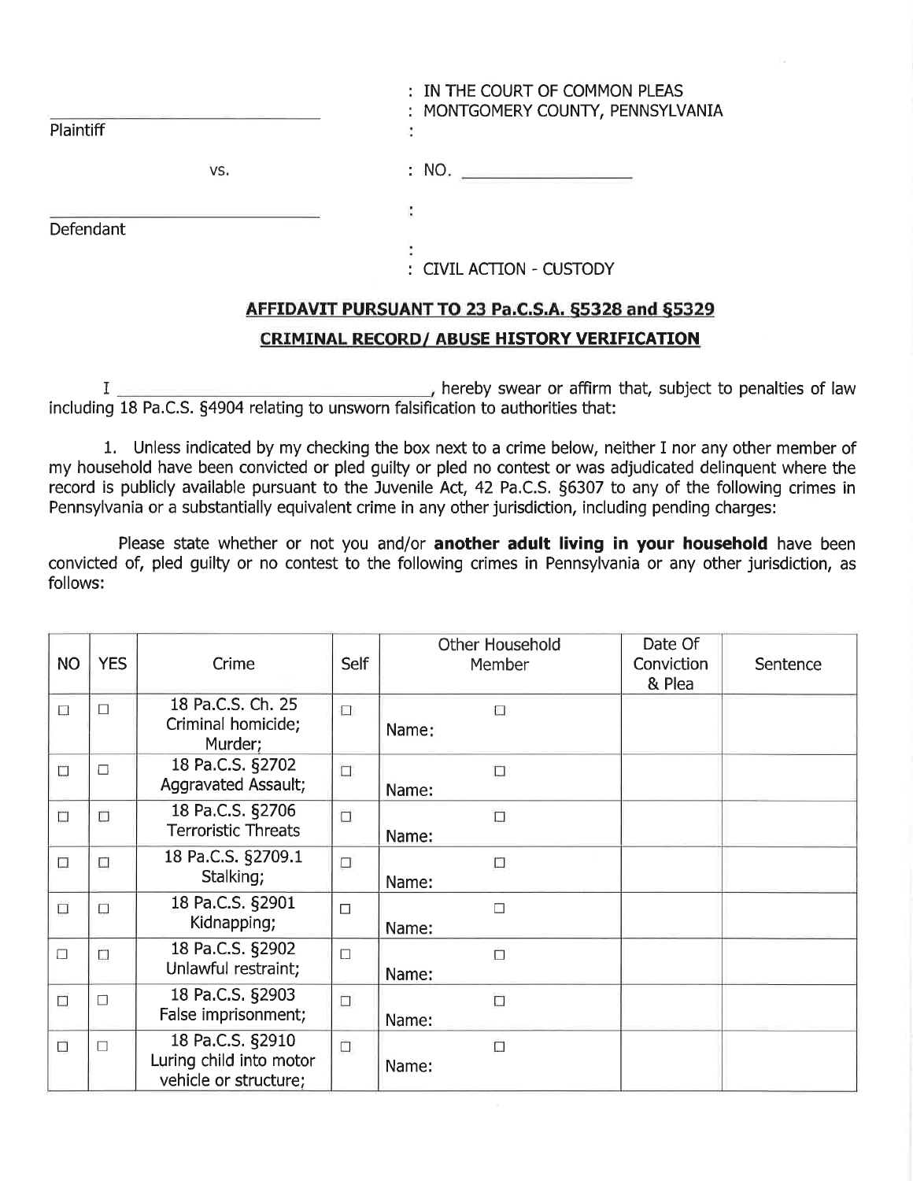| | : IN THE COURT OF COMMON PLEAS |
|---|---|
| ______________________________ | : MONTGOMERY COUNTY, PENNSYLVANIA |
| Plaintiff | : |
| vs. | : NO. ________________ |
| ______________________________ | : |
| Defendant | : |
| | : CIVIL ACTION - CUSTODY |

## AFFIDAVIT PURSUANT TO 23 Pa.C.S.A. §5328 and §5329

## CRIMINAL RECORD/ ABUSE HISTORY VERIFICATION

I ________________________________, hereby swear or affirm that, subject to penalties of law including 18 Pa.C.S. §4904 relating to unsworn falsification to authorities that:

1. Unless indicated by my checking the box next to a crime below, neither I nor any other member of my household have been convicted or pled guilty or pled no contest or was adjudicated delinquent where the record is publicly available pursuant to the Juvenile Act, 42 Pa.C.S. §6307 to any of the following crimes in Pennsylvania or a substantially equivalent crime in any other jurisdiction, including pending charges:

Please state whether or not you and/or **another adult living in your household** have been convicted of, pled guilty or no contest to the following crimes in Pennsylvania or any other jurisdiction, as follows:

| NO | YES | Crime | Self | Other Household Member | Date Of Conviction & Plea | Sentence |
|---|---|---|---|---|---|---|
| ☐ | ☐ | 18 Pa.C.S. Ch. 25 Criminal homicide; Murder; | ☐ | ☐ Name: | | |
| ☐ | ☐ | 18 Pa.C.S. §2702 Aggravated Assault; | ☐ | ☐ Name: | | |
| ☐ | ☐ | 18 Pa.C.S. §2706 Terroristic Threats | ☐ | ☐ Name: | | |
| ☐ | ☐ | 18 Pa.C.S. §2709.1 Stalking; | ☐ | ☐ Name: | | |
| ☐ | ☐ | 18 Pa.C.S. §2901 Kidnapping; | ☐ | ☐ Name: | | |
| ☐ | ☐ | 18 Pa.C.S. §2902 Unlawful restraint; | ☐ | ☐ Name: | | |
| ☐ | ☐ | 18 Pa.C.S. §2903 False imprisonment; | ☐ | ☐ Name: | | |
| ☐ | ☐ | 18 Pa.C.S. §2910 Luring child into motor vehicle or structure; | ☐ | ☐ Name: | | |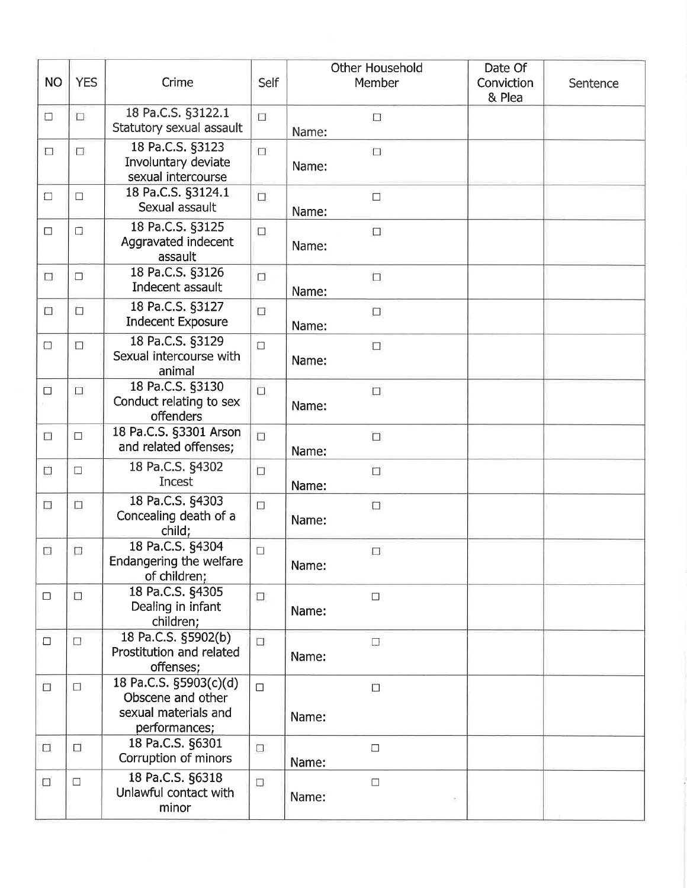| NO | YES | Crime | Self | Other Household Member | Date Of Conviction & Plea | Sentence |
|---|---|---|---|---|---|---|
| ☐ | ☐ | 18 Pa.C.S. §3122.1 Statutory sexual assault | ☐ | ☐ Name: | | |
| ☐ | ☐ | 18 Pa.C.S. §3123 Involuntary deviate sexual intercourse | ☐ | ☐ Name: | | |
| ☐ | ☐ | 18 Pa.C.S. §3124.1 Sexual assault | ☐ | ☐ Name: | | |
| ☐ | ☐ | 18 Pa.C.S. §3125 Aggravated indecent assault | ☐ | ☐ Name: | | |
| ☐ | ☐ | 18 Pa.C.S. §3126 Indecent assault | ☐ | ☐ Name: | | |
| ☐ | ☐ | 18 Pa.C.S. §3127 Indecent Exposure | ☐ | ☐ Name: | | |
| ☐ | ☐ | 18 Pa.C.S. §3129 Sexual intercourse with animal | ☐ | ☐ Name: | | |
| ☐ | ☐ | 18 Pa.C.S. §3130 Conduct relating to sex offenders | ☐ | ☐ Name: | | |
| ☐ | ☐ | 18 Pa.C.S. §3301 Arson and related offenses; | ☐ | ☐ Name: | | |
| ☐ | ☐ | 18 Pa.C.S. §4302 Incest | ☐ | ☐ Name: | | |
| ☐ | ☐ | 18 Pa.C.S. §4303 Concealing death of a child; | ☐ | ☐ Name: | | |
| ☐ | ☐ | 18 Pa.C.S. §4304 Endangering the welfare of children; | ☐ | ☐ Name: | | |
| ☐ | ☐ | 18 Pa.C.S. §4305 Dealing in infant children; | ☐ | ☐ Name: | | |
| ☐ | ☐ | 18 Pa.C.S. §5902(b) Prostitution and related offenses; | ☐ | ☐ Name: | | |
| ☐ | ☐ | 18 Pa.C.S. §5903(c)(d) Obscene and other sexual materials and performances; | ☐ | ☐ Name: | | |
| ☐ | ☐ | 18 Pa.C.S. §6301 Corruption of minors | ☐ | ☐ Name: | | |
| ☐ | ☐ | 18 Pa.C.S. §6318 Unlawful contact with minor | ☐ | ☐ Name: | | |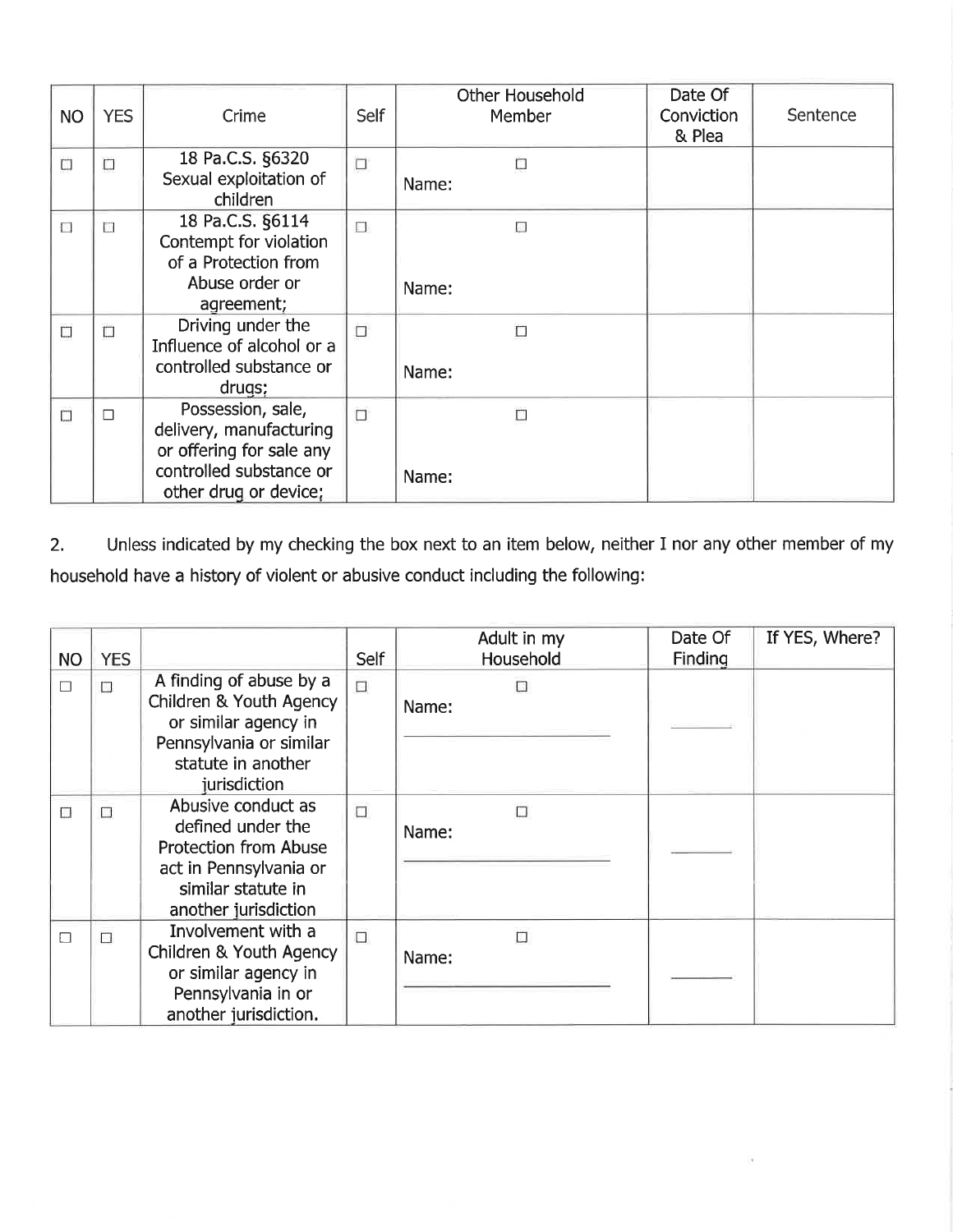| NO | YES | Crime | Self | Other Household Member | Date Of Conviction & Plea | Sentence |
|---|---|---|---|---|---|---|
| ☐ | ☐ | 18 Pa.C.S. §6320 Sexual exploitation of children | ☐ | ☐ Name: | | |
| ☐ | ☐ | 18 Pa.C.S. §6114 Contempt for violation of a Protection from Abuse order or agreement; | ☐ | ☐ Name: | | |
| ☐ | ☐ | Driving under the Influence of alcohol or a controlled substance or drugs; | ☐ | ☐ Name: | | |
| ☐ | ☐ | Possession, sale, delivery, manufacturing or offering for sale any controlled substance or other drug or device; | ☐ | ☐ Name: | | |

2. Unless indicated by my checking the box next to an item below, neither I nor any other member of my household have a history of violent or abusive conduct including the following:

| NO | YES | | Self | Adult in my Household | Date Of Finding | If YES, Where? |
|---|---|---|---|---|---|---|
| ☐ | ☐ | A finding of abuse by a Children & Youth Agency or similar agency in Pennsylvania or similar statute in another jurisdiction | ☐ | ☐ Name: ____________________ | ______ | |
| ☐ | ☐ | Abusive conduct as defined under the Protection from Abuse act in Pennsylvania or similar statute in another jurisdiction | ☐ | ☐ Name: ____________________ | ______ | |
| ☐ | ☐ | Involvement with a Children & Youth Agency or similar agency in Pennsylvania in or another jurisdiction. | ☐ | ☐ Name: ____________________ | ______ | |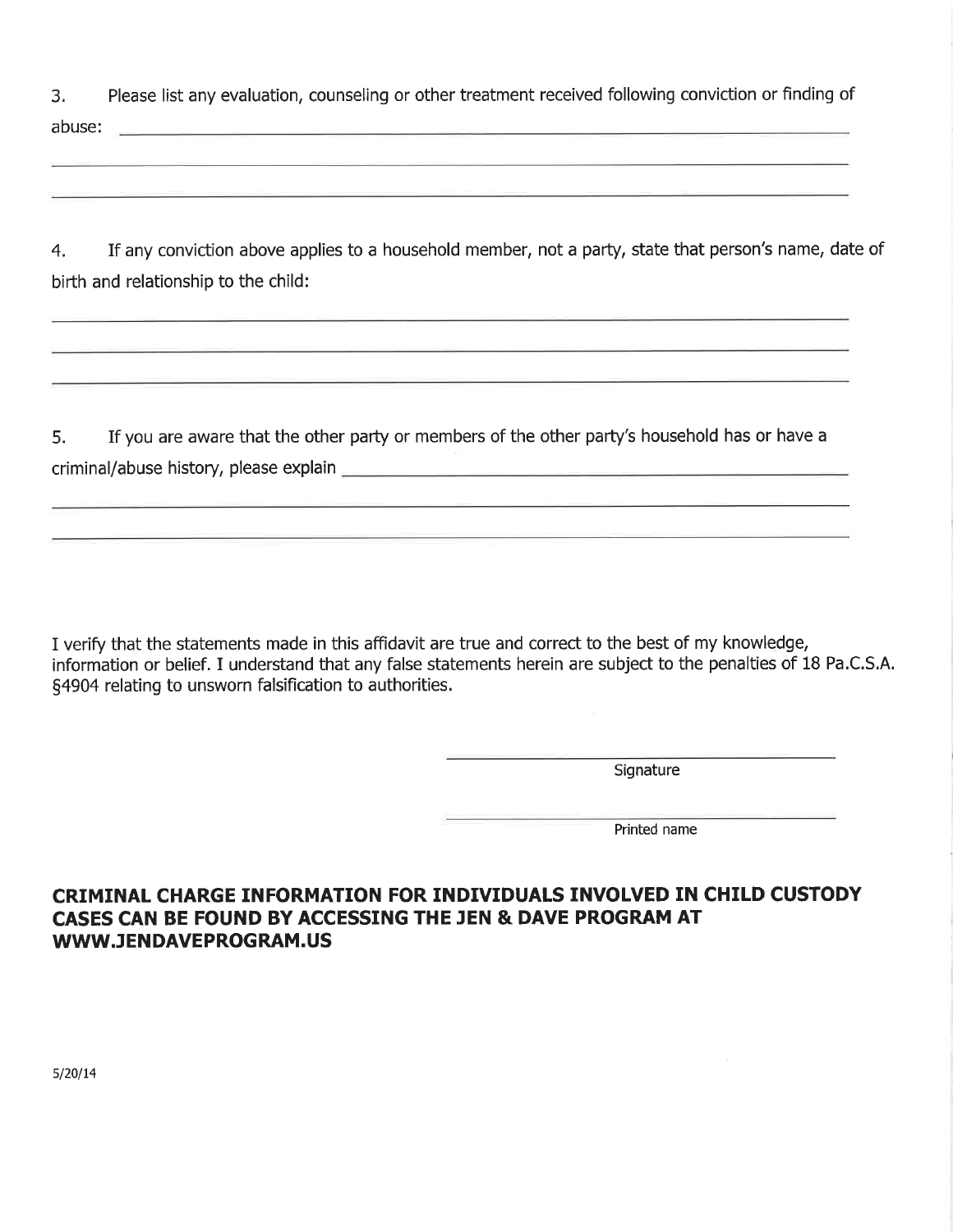3. Please list any evaluation, counseling or other treatment received following conviction or finding of abuse: \_\_\_\_\_\_\_\_\_\_\_\_\_\_\_\_\_\_\_\_\_\_\_\_\_\_\_\_\_\_\_\_\_\_\_\_\_\_\_\_\_\_\_\_\_\_\_\_\_\_\_\_\_\_\_\_\_\_\_\_\_\_\_\_

\_\_\_\_\_\_\_\_\_\_\_\_\_\_\_\_\_\_\_\_\_\_\_\_\_\_\_\_\_\_\_\_\_\_\_\_\_\_\_\_\_\_\_\_\_\_\_\_\_\_\_\_\_\_\_\_\_\_\_\_\_\_\_\_\_\_\_\_\_\_\_\_\_\_\_\_

\_\_\_\_\_\_\_\_\_\_\_\_\_\_\_\_\_\_\_\_\_\_\_\_\_\_\_\_\_\_\_\_\_\_\_\_\_\_\_\_\_\_\_\_\_\_\_\_\_\_\_\_\_\_\_\_\_\_\_\_\_\_\_\_\_\_\_\_\_\_\_\_\_\_\_\_

4. If any conviction above applies to a household member, not a party, state that person's name, date of birth and relationship to the child:

\_\_\_\_\_\_\_\_\_\_\_\_\_\_\_\_\_\_\_\_\_\_\_\_\_\_\_\_\_\_\_\_\_\_\_\_\_\_\_\_\_\_\_\_\_\_\_\_\_\_\_\_\_\_\_\_\_\_\_\_\_\_\_\_\_\_\_\_\_\_\_\_\_\_\_\_

\_\_\_\_\_\_\_\_\_\_\_\_\_\_\_\_\_\_\_\_\_\_\_\_\_\_\_\_\_\_\_\_\_\_\_\_\_\_\_\_\_\_\_\_\_\_\_\_\_\_\_\_\_\_\_\_\_\_\_\_\_\_\_\_\_\_\_\_\_\_\_\_\_\_\_\_

\_\_\_\_\_\_\_\_\_\_\_\_\_\_\_\_\_\_\_\_\_\_\_\_\_\_\_\_\_\_\_\_\_\_\_\_\_\_\_\_\_\_\_\_\_\_\_\_\_\_\_\_\_\_\_\_\_\_\_\_\_\_\_\_\_\_\_\_\_\_\_\_\_\_\_\_

5. If you are aware that the other party or members of the other party's household has or have a criminal/abuse history, please explain \_\_\_\_\_\_\_\_\_\_\_\_\_\_\_\_\_\_\_\_\_\_\_\_\_\_\_\_\_\_\_\_\_\_\_\_\_\_\_\_\_\_\_\_\_\_\_\_\_\_

\_\_\_\_\_\_\_\_\_\_\_\_\_\_\_\_\_\_\_\_\_\_\_\_\_\_\_\_\_\_\_\_\_\_\_\_\_\_\_\_\_\_\_\_\_\_\_\_\_\_\_\_\_\_\_\_\_\_\_\_\_\_\_\_\_\_\_\_\_\_\_\_\_\_\_\_

\_\_\_\_\_\_\_\_\_\_\_\_\_\_\_\_\_\_\_\_\_\_\_\_\_\_\_\_\_\_\_\_\_\_\_\_\_\_\_\_\_\_\_\_\_\_\_\_\_\_\_\_\_\_\_\_\_\_\_\_\_\_\_\_\_\_\_\_\_\_\_\_\_\_\_\_

I verify that the statements made in this affidavit are true and correct to the best of my knowledge, information or belief. I understand that any false statements herein are subject to the penalties of 18 Pa.C.S.A. §4904 relating to unsworn falsification to authorities.

\_\_\_\_\_\_\_\_\_\_\_\_\_\_\_\_\_\_\_\_\_\_\_\_\_\_\_\_\_\_\_\_\_\_\_\_
Signature

\_\_\_\_\_\_\_\_\_\_\_\_\_\_\_\_\_\_\_\_\_\_\_\_\_\_\_\_\_\_\_\_\_\_\_\_
Printed name

**CRIMINAL CHARGE INFORMATION FOR INDIVIDUALS INVOLVED IN CHILD CUSTODY CASES CAN BE FOUND BY ACCESSING THE JEN & DAVE PROGRAM AT WWW.JENDAVEPROGRAM.US**

5/20/14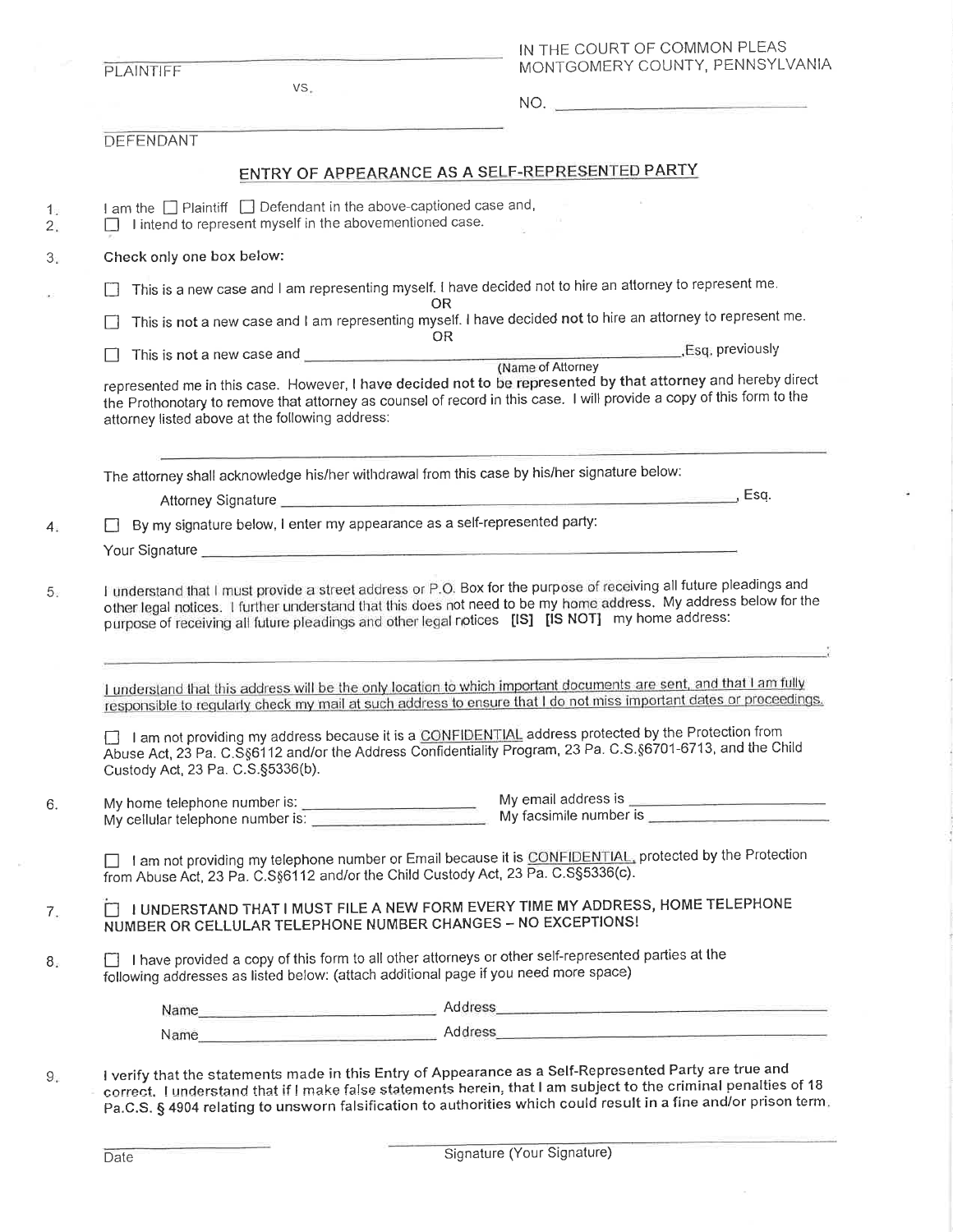PLAINTIFF _______________________________

vs.

DEFENDANT _______________________________

IN THE COURT OF COMMON PLEAS
MONTGOMERY COUNTY, PENNSYLVANIA

NO. _______________________

## ENTRY OF APPEARANCE AS A SELF-REPRESENTED PARTY

1. I am the ☐ Plaintiff ☐ Defendant in the above-captioned case and,
2. ☐ I intend to represent myself in the abovementioned case.
3. **Check only one box below:**

   ☐ This is a new case and I am representing myself. I have decided not to hire an attorney to represent me.

   OR

   ☐ This is **not** a new case and I am representing myself. I have decided **not** to hire an attorney to represent me.

   OR

   ☐ This is **not** a new case and _______________________________ ,Esq. previously
   (Name of Attorney)
   represented me in this case. However, I **have decided not to be represented by that attorney** and hereby direct the Prothonotary to remove that attorney as counsel of record in this case. I will provide a copy of this form to the attorney listed above at the following address:

   _______________________________________________

   The attorney shall acknowledge his/her withdrawal from this case by his/her signature below:

   Attorney Signature _______________________________, Esq.

4. ☐ By my signature below, I enter my appearance as a self-represented party:

   Your Signature _______________________________

5. I understand that I must provide a street address or P.O. Box for the purpose of receiving all future pleadings and other legal notices. I further understand that this does not need to be my home address. My address below for the purpose of receiving all future pleadings and other legal notices **[IS]** **[IS NOT]** my home address:

   _______________________________________________;

   <u>I understand that this address will be the only location to which important documents are sent, and that I am fully responsible to regularly check my mail at such address to ensure that I do not miss important dates or proceedings.</u>

   ☐ I am not providing my address because it is a <u>CONFIDENTIAL</u> address protected by the Protection from Abuse Act, 23 Pa. C.S§6112 and/or the Address Confidentiality Program, 23 Pa. C.S.§6701-6713, and the Child Custody Act, 23 Pa. C.S.§5336(b).

6. My home telephone number is: ____________________ My email address is ____________________
   My cellular telephone number is: ____________________ My facsimile number is ____________________

   ☐ I am not providing my telephone number or Email because it is <u>CONFIDENTIAL</u>, protected by the Protection from Abuse Act, 23 Pa. C.S§6112 and/or the Child Custody Act, 23 Pa. C.S§5336(c).

7. ☐ **I UNDERSTAND THAT I MUST FILE A NEW FORM EVERY TIME MY ADDRESS, HOME TELEPHONE NUMBER OR CELLULAR TELEPHONE NUMBER CHANGES – NO EXCEPTIONS!**

8. ☐ I have provided a copy of this form to all other attorneys or other self-represented parties at the following addresses as listed below: (attach additional page if you need more space)

   Name ____________________ Address ____________________
   Name ____________________ Address ____________________

9. I verify that the statements made in this Entry of Appearance as a Self-Represented Party are true and correct. I understand that if I make false statements herein, that I am subject to the criminal penalties of 18 Pa.C.S. § 4904 relating to unsworn falsification to authorities which could result in a fine and/or prison term.

_______________ Date

_______________________________ Signature (Your Signature)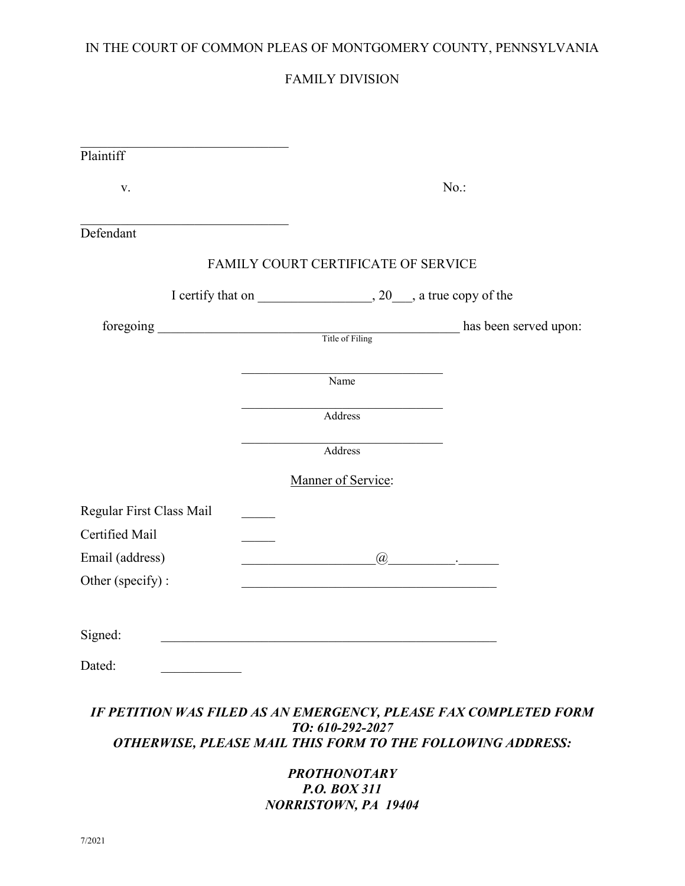IN THE COURT OF COMMON PLEAS OF MONTGOMERY COUNTY, PENNSYLVANIA

FAMILY DIVISION

______________________________
Plaintiff

v. No.:

______________________________
Defendant

FAMILY COURT CERTIFICATE OF SERVICE

I certify that on ________________, 20___, a true copy of the

foregoing ____________________________________________ has been served upon:
Title of Filing

______________________________
Name

______________________________
Address

______________________________
Address

Manner of Service:

Regular First Class Mail _____

Certified Mail _____

Email (address) ___________________@_________.______

Other (specify) : ____________________________________

Signed: ________________________________________________

Dated: ___________

***IF PETITION WAS FILED AS AN EMERGENCY, PLEASE FAX COMPLETED FORM TO: 610-292-2027***
***OTHERWISE, PLEASE MAIL THIS FORM TO THE FOLLOWING ADDRESS:***

***PROTHONOTARY***
***P.O. BOX 311***
***NORRISTOWN, PA 19404***

7/2021